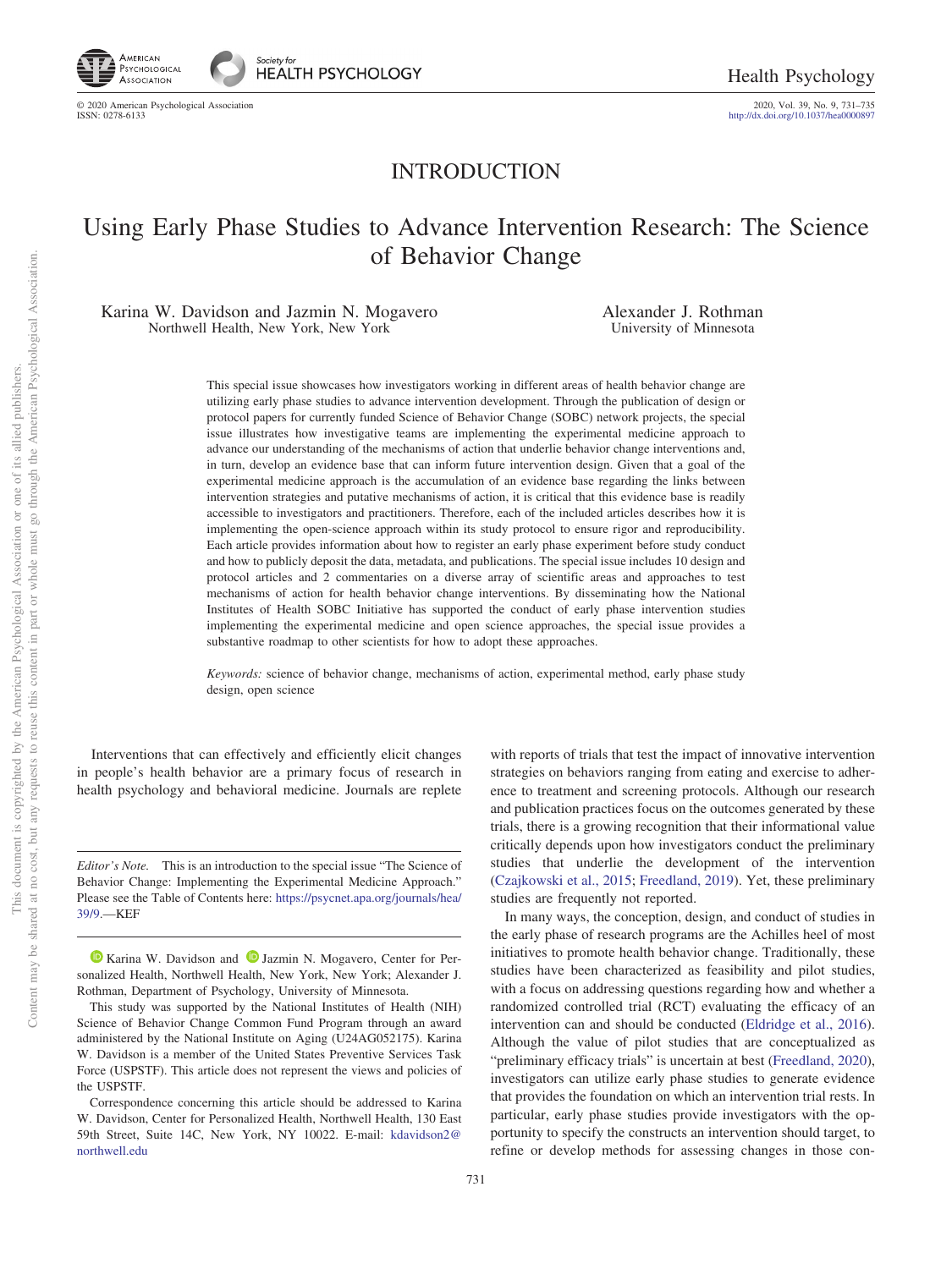# INTRODUCTION

# Using Early Phase Studies to Advance Intervention Research: The Science of Behavior Change

Karina W. Davidson and Jazmin N. Mogavero
Northwell Health, New York, New York

Alexander J. Rothman
University of Minnesota

This special issue showcases how investigators working in different areas of health behavior change are utilizing early phase studies to advance intervention development. Through the publication of design or protocol papers for currently funded Science of Behavior Change (SOBC) network projects, the special issue illustrates how investigative teams are implementing the experimental medicine approach to advance our understanding of the mechanisms of action that underlie behavior change interventions and, in turn, develop an evidence base that can inform future intervention design. Given that a goal of the experimental medicine approach is the accumulation of an evidence base regarding the links between intervention strategies and putative mechanisms of action, it is critical that this evidence base is readily accessible to investigators and practitioners. Therefore, each of the included articles describes how it is implementing the open-science approach within its study protocol to ensure rigor and reproducibility. Each article provides information about how to register an early phase experiment before study conduct and how to publicly deposit the data, metadata, and publications. The special issue includes 10 design and protocol articles and 2 commentaries on a diverse array of scientific areas and approaches to test mechanisms of action for health behavior change interventions. By disseminating how the National Institutes of Health SOBC Initiative has supported the conduct of early phase intervention studies implementing the experimental medicine and open science approaches, the special issue provides a substantive roadmap to other scientists for how to adopt these approaches.

*Keywords:* science of behavior change, mechanisms of action, experimental method, early phase study design, open science

Interventions that can effectively and efficiently elicit changes in people's health behavior are a primary focus of research in health psychology and behavioral medicine. Journals are replete with reports of trials that test the impact of innovative intervention strategies on behaviors ranging from eating and exercise to adherence to treatment and screening protocols. Although our research and publication practices focus on the outcomes generated by these trials, there is a growing recognition that their informational value critically depends upon how investigators conduct the preliminary studies that underlie the development of the intervention (Czajkowski et al., 2015; Freedland, 2019). Yet, these preliminary studies are frequently not reported.

In many ways, the conception, design, and conduct of studies in the early phase of research programs are the Achilles heel of most initiatives to promote health behavior change. Traditionally, these studies have been characterized as feasibility and pilot studies, with a focus on addressing questions regarding how and whether a randomized controlled trial (RCT) evaluating the efficacy of an intervention can and should be conducted (Eldridge et al., 2016). Although the value of pilot studies that are conceptualized as "preliminary efficacy trials" is uncertain at best (Freedland, 2020), investigators can utilize early phase studies to generate evidence that provides the foundation on which an intervention trial rests. In particular, early phase studies provide investigators with the opportunity to specify the constructs an intervention should target, to refine or develop methods for assessing changes in those con-

---

*Editor's Note.* This is an introduction to the special issue "The Science of Behavior Change: Implementing the Experimental Medicine Approach." Please see the Table of Contents here: https://psycnet.apa.org/journals/hea/39/9.—KEF

Karina W. Davidson and Jazmin N. Mogavero, Center for Personalized Health, Northwell Health, New York, New York; Alexander J. Rothman, Department of Psychology, University of Minnesota.

This study was supported by the National Institutes of Health (NIH) Science of Behavior Change Common Fund Program through an award administered by the National Institute on Aging (U24AG052175). Karina W. Davidson is a member of the United States Preventive Services Task Force (USPSTF). This article does not represent the views and policies of the USPSTF.

Correspondence concerning this article should be addressed to Karina W. Davidson, Center for Personalized Health, Northwell Health, 130 East 59th Street, Suite 14C, New York, NY 10022. E-mail: kdavidson2@northwell.edu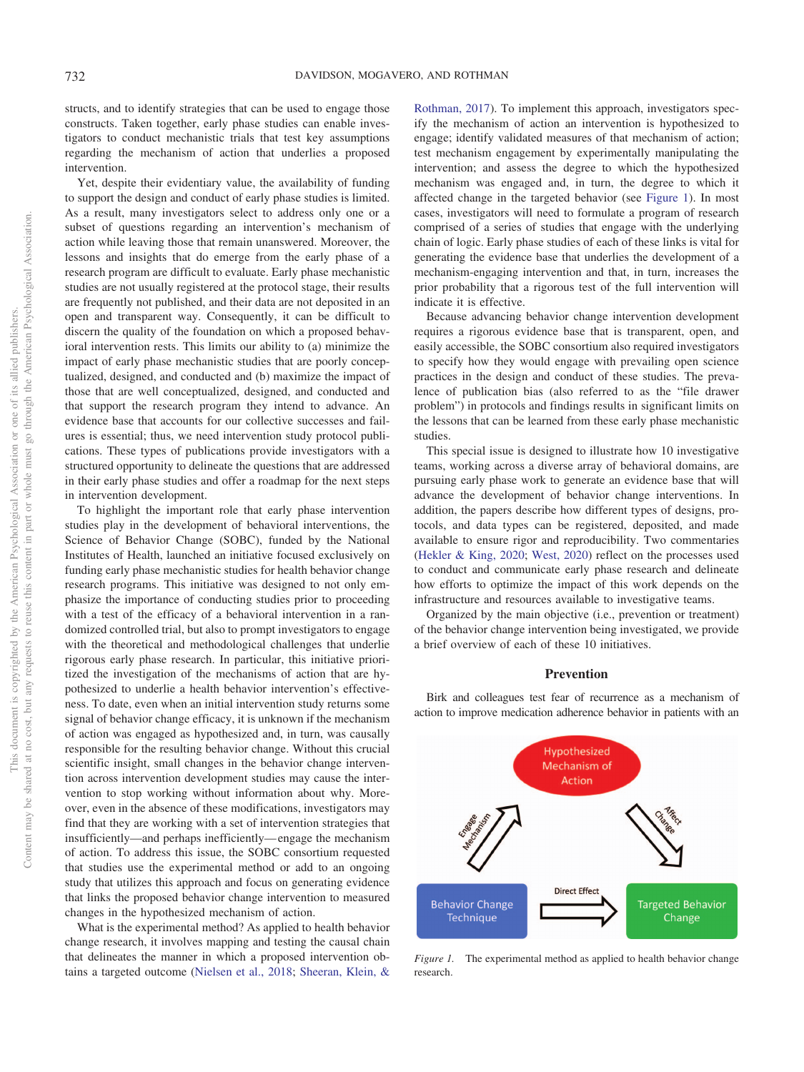structs, and to identify strategies that can be used to engage those constructs. Taken together, early phase studies can enable investigators to conduct mechanistic trials that test key assumptions regarding the mechanism of action that underlies a proposed intervention.

Yet, despite their evidentiary value, the availability of funding to support the design and conduct of early phase studies is limited. As a result, many investigators select to address only one or a subset of questions regarding an intervention's mechanism of action while leaving those that remain unanswered. Moreover, the lessons and insights that do emerge from the early phase of a research program are difficult to evaluate. Early phase mechanistic studies are not usually registered at the protocol stage, their results are frequently not published, and their data are not deposited in an open and transparent way. Consequently, it can be difficult to discern the quality of the foundation on which a proposed behavioral intervention rests. This limits our ability to (a) minimize the impact of early phase mechanistic studies that are poorly conceptualized, designed, and conducted and (b) maximize the impact of those that are well conceptualized, designed, and conducted and that support the research program they intend to advance. An evidence base that accounts for our collective successes and failures is essential; thus, we need intervention study protocol publications. These types of publications provide investigators with a structured opportunity to delineate the questions that are addressed in their early phase studies and offer a roadmap for the next steps in intervention development.

To highlight the important role that early phase intervention studies play in the development of behavioral interventions, the Science of Behavior Change (SOBC), funded by the National Institutes of Health, launched an initiative focused exclusively on funding early phase mechanistic studies for health behavior change research programs. This initiative was designed to not only emphasize the importance of conducting studies prior to proceeding with a test of the efficacy of a behavioral intervention in a randomized controlled trial, but also to prompt investigators to engage with the theoretical and methodological challenges that underlie rigorous early phase research. In particular, this initiative prioritized the investigation of the mechanisms of action that are hypothesized to underlie a health behavior intervention's effectiveness. To date, even when an initial intervention study returns some signal of behavior change efficacy, it is unknown if the mechanism of action was engaged as hypothesized and, in turn, was causally responsible for the resulting behavior change. Without this crucial scientific insight, small changes in the behavior change intervention across intervention development studies may cause the intervention to stop working without information about why. Moreover, even in the absence of these modifications, investigators may find that they are working with a set of intervention strategies that insufficiently—and perhaps inefficiently—engage the mechanism of action. To address this issue, the SOBC consortium requested that studies use the experimental method or add to an ongoing study that utilizes this approach and focus on generating evidence that links the proposed behavior change intervention to measured changes in the hypothesized mechanism of action.

What is the experimental method? As applied to health behavior change research, it involves mapping and testing the causal chain that delineates the manner in which a proposed intervention obtains a targeted outcome (Nielsen et al., 2018; Sheeran, Klein, & Rothman, 2017). To implement this approach, investigators specify the mechanism of action an intervention is hypothesized to engage; identify validated measures of that mechanism of action; test mechanism engagement by experimentally manipulating the intervention; and assess the degree to which the hypothesized mechanism was engaged and, in turn, the degree to which it affected change in the targeted behavior (see Figure 1). In most cases, investigators will need to formulate a program of research comprised of a series of studies that engage with the underlying chain of logic. Early phase studies of each of these links is vital for generating the evidence base that underlies the development of a mechanism-engaging intervention and that, in turn, increases the prior probability that a rigorous test of the full intervention will indicate it is effective.

Because advancing behavior change intervention development requires a rigorous evidence base that is transparent, open, and easily accessible, the SOBC consortium also required investigators to specify how they would engage with prevailing open science practices in the design and conduct of these studies. The prevalence of publication bias (also referred to as the "file drawer problem") in protocols and findings results in significant limits on the lessons that can be learned from these early phase mechanistic studies.

This special issue is designed to illustrate how 10 investigative teams, working across a diverse array of behavioral domains, are pursuing early phase work to generate an evidence base that will advance the development of behavior change interventions. In addition, the papers describe how different types of designs, protocols, and data types can be registered, deposited, and made available to ensure rigor and reproducibility. Two commentaries (Hekler & King, 2020; West, 2020) reflect on the processes used to conduct and communicate early phase research and delineate how efforts to optimize the impact of this work depends on the infrastructure and resources available to investigative teams.

Organized by the main objective (i.e., prevention or treatment) of the behavior change intervention being investigated, we provide a brief overview of each of these 10 initiatives.

## Prevention

Birk and colleagues test fear of recurrence as a mechanism of action to improve medication adherence behavior in patients with an

*Figure 1.* The experimental method as applied to health behavior change research.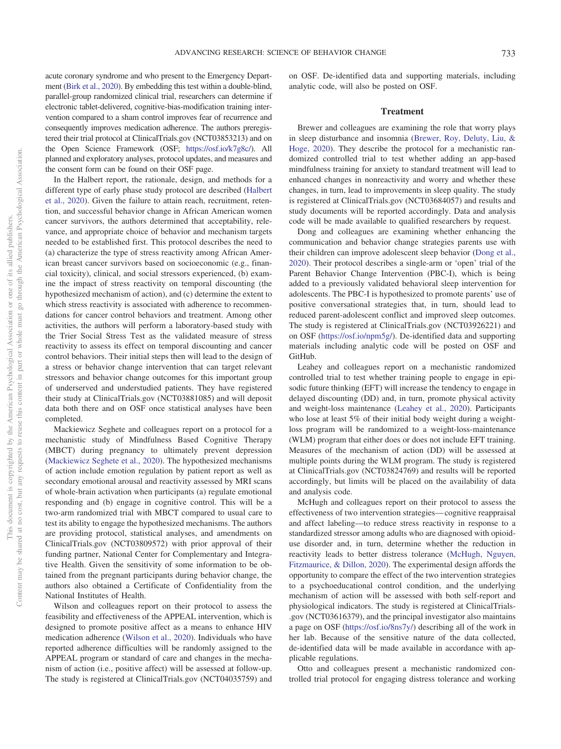acute coronary syndrome and who present to the Emergency Department (Birk et al., 2020). By embedding this test within a double-blind, parallel-group randomized clinical trial, researchers can determine if electronic tablet-delivered, cognitive-bias-modification training intervention compared to a sham control improves fear of recurrence and consequently improves medication adherence. The authors preregistered their trial protocol at ClinicalTrials.gov (NCT03853213) and on the Open Science Framework (OSF; https://osf.io/k7g8c/). All planned and exploratory analyses, protocol updates, and measures and the consent form can be found on their OSF page.

In the Halbert report, the rationale, design, and methods for a different type of early phase study protocol are described (Halbert et al., 2020). Given the failure to attain reach, recruitment, retention, and successful behavior change in African American women cancer survivors, the authors determined that acceptability, relevance, and appropriate choice of behavior and mechanism targets needed to be established first. This protocol describes the need to (a) characterize the type of stress reactivity among African American breast cancer survivors based on socioeconomic (e.g., financial toxicity), clinical, and social stressors experienced, (b) examine the impact of stress reactivity on temporal discounting (the hypothesized mechanism of action), and (c) determine the extent to which stress reactivity is associated with adherence to recommendations for cancer control behaviors and treatment. Among other activities, the authors will perform a laboratory-based study with the Trier Social Stress Test as the validated measure of stress reactivity to assess its effect on temporal discounting and cancer control behaviors. Their initial steps then will lead to the design of a stress or behavior change intervention that can target relevant stressors and behavior change outcomes for this important group of underserved and understudied patients. They have registered their study at ClinicalTrials.gov (NCT03881085) and will deposit data both there and on OSF once statistical analyses have been completed.

Mackiewicz Seghete and colleagues report on a protocol for a mechanistic study of Mindfulness Based Cognitive Therapy (MBCT) during pregnancy to ultimately prevent depression (Mackiewicz Seghete et al., 2020). The hypothesized mechanisms of action include emotion regulation by patient report as well as secondary emotional arousal and reactivity assessed by MRI scans of whole-brain activation when participants (a) regulate emotional responding and (b) engage in cognitive control. This will be a two-arm randomized trial with MBCT compared to usual care to test its ability to engage the hypothesized mechanisms. The authors are providing protocol, statistical analyses, and amendments on ClinicalTrials.gov (NCT03809572) with prior approval of their funding partner, National Center for Complementary and Integrative Health. Given the sensitivity of some information to be obtained from the pregnant participants during behavior change, the authors also obtained a Certificate of Confidentiality from the National Institutes of Health.

Wilson and colleagues report on their protocol to assess the feasibility and effectiveness of the APPEAL intervention, which is designed to promote positive affect as a means to enhance HIV medication adherence (Wilson et al., 2020). Individuals who have reported adherence difficulties will be randomly assigned to the APPEAL program or standard of care and changes in the mechanism of action (i.e., positive affect) will be assessed at follow-up. The study is registered at ClinicalTrials.gov (NCT04035759) and on OSF. De-identified data and supporting materials, including analytic code, will also be posted on OSF.

## Treatment

Brewer and colleagues are examining the role that worry plays in sleep disturbance and insomnia (Brewer, Roy, Deluty, Liu, & Hoge, 2020). They describe the protocol for a mechanistic randomized controlled trial to test whether adding an app-based mindfulness training for anxiety to standard treatment will lead to enhanced changes in nonreactivity and worry and whether these changes, in turn, lead to improvements in sleep quality. The study is registered at ClinicalTrials.gov (NCT03684057) and results and study documents will be reported accordingly. Data and analysis code will be made available to qualified researchers by request.

Dong and colleagues are examining whether enhancing the communication and behavior change strategies parents use with their children can improve adolescent sleep behavior (Dong et al., 2020). Their protocol describes a single-arm or 'open' trial of the Parent Behavior Change Intervention (PBC-I), which is being added to a previously validated behavioral sleep intervention for adolescents. The PBC-I is hypothesized to promote parents' use of positive conversational strategies that, in turn, should lead to reduced parent-adolescent conflict and improved sleep outcomes. The study is registered at ClinicalTrials.gov (NCT03926221) and on OSF (https://osf.io/npm5g/). De-identified data and supporting materials including analytic code will be posted on OSF and GitHub.

Leahey and colleagues report on a mechanistic randomized controlled trial to test whether training people to engage in episodic future thinking (EFT) will increase the tendency to engage in delayed discounting (DD) and, in turn, promote physical activity and weight-loss maintenance (Leahey et al., 2020). Participants who lose at least 5% of their initial body weight during a weight-loss program will be randomized to a weight-loss-maintenance (WLM) program that either does or does not include EFT training. Measures of the mechanism of action (DD) will be assessed at multiple points during the WLM program. The study is registered at ClinicalTrials.gov (NCT03824769) and results will be reported accordingly, but limits will be placed on the availability of data and analysis code.

McHugh and colleagues report on their protocol to assess the effectiveness of two intervention strategies—cognitive reappraisal and affect labeling—to reduce stress reactivity in response to a standardized stressor among adults who are diagnosed with opioid-use disorder and, in turn, determine whether the reduction in reactivity leads to better distress tolerance (McHugh, Nguyen, Fitzmaurice, & Dillon, 2020). The experimental design affords the opportunity to compare the effect of the two intervention strategies to a psychoeducational control condition, and the underlying mechanism of action will be assessed with both self-report and physiological indicators. The study is registered at ClinicalTrials.gov (NCT03616379), and the principal investigator also maintains a page on OSF (https://osf.io/8ns7y/) describing all of the work in her lab. Because of the sensitive nature of the data collected, de-identified data will be made available in accordance with applicable regulations.

Otto and colleagues present a mechanistic randomized controlled trial protocol for engaging distress tolerance and working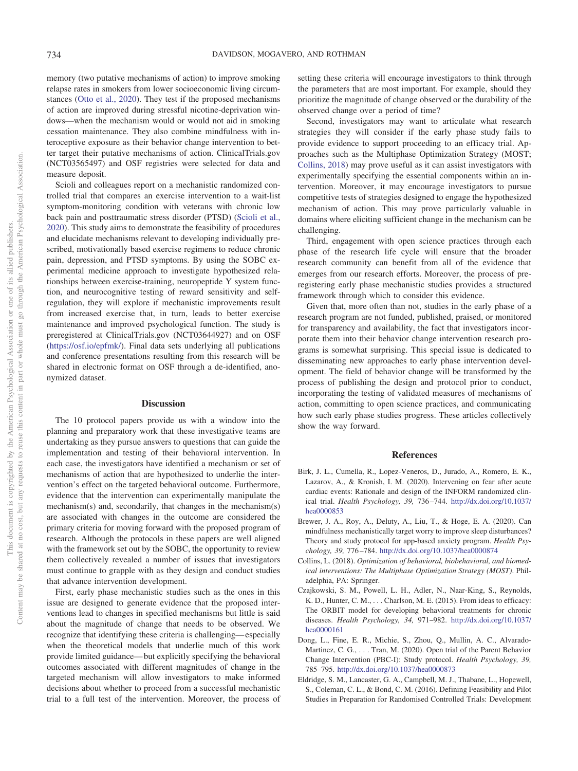memory (two putative mechanisms of action) to improve smoking relapse rates in smokers from lower socioeconomic living circumstances (Otto et al., 2020). They test if the proposed mechanisms of action are improved during stressful nicotine-deprivation windows—when the mechanism would or would not aid in smoking cessation maintenance. They also combine mindfulness with interoceptive exposure as their behavior change intervention to better target their putative mechanisms of action. ClinicalTrials.gov (NCT03565497) and OSF registries were selected for data and measure deposit.

Scioli and colleagues report on a mechanistic randomized controlled trial that compares an exercise intervention to a wait-list symptom-monitoring condition with veterans with chronic low back pain and posttraumatic stress disorder (PTSD) (Scioli et al., 2020). This study aims to demonstrate the feasibility of procedures and elucidate mechanisms relevant to developing individually prescribed, motivationally based exercise regimens to reduce chronic pain, depression, and PTSD symptoms. By using the SOBC experimental medicine approach to investigate hypothesized relationships between exercise-training, neuropeptide Y system function, and neurocognitive testing of reward sensitivity and self-regulation, they will explore if mechanistic improvements result from increased exercise that, in turn, leads to better exercise maintenance and improved psychological function. The study is preregistered at ClinicalTrials.gov (NCT03644927) and on OSF (https://osf.io/epfmk/). Final data sets underlying all publications and conference presentations resulting from this research will be shared in electronic format on OSF through a de-identified, anonymized dataset.

## Discussion

The 10 protocol papers provide us with a window into the planning and preparatory work that these investigative teams are undertaking as they pursue answers to questions that can guide the implementation and testing of their behavioral intervention. In each case, the investigators have identified a mechanism or set of mechanisms of action that are hypothesized to underlie the intervention's effect on the targeted behavioral outcome. Furthermore, evidence that the intervention can experimentally manipulate the mechanism(s) and, secondarily, that changes in the mechanism(s) are associated with changes in the outcome are considered the primary criteria for moving forward with the proposed program of research. Although the protocols in these papers are well aligned with the framework set out by the SOBC, the opportunity to review them collectively revealed a number of issues that investigators must continue to grapple with as they design and conduct studies that advance intervention development.

First, early phase mechanistic studies such as the ones in this issue are designed to generate evidence that the proposed interventions lead to changes in specified mechanisms but little is said about the magnitude of change that needs to be observed. We recognize that identifying these criteria is challenging—especially when the theoretical models that underlie much of this work provide limited guidance—but explicitly specifying the behavioral outcomes associated with different magnitudes of change in the targeted mechanism will allow investigators to make informed decisions about whether to proceed from a successful mechanistic trial to a full test of the intervention. Moreover, the process of setting these criteria will encourage investigators to think through the parameters that are most important. For example, should they prioritize the magnitude of change observed or the durability of the observed change over a period of time?

Second, investigators may want to articulate what research strategies they will consider if the early phase study fails to provide evidence to support proceeding to an efficacy trial. Approaches such as the Multiphase Optimization Strategy (MOST; Collins, 2018) may prove useful as it can assist investigators with experimentally specifying the essential components within an intervention. Moreover, it may encourage investigators to pursue competitive tests of strategies designed to engage the hypothesized mechanism of action. This may prove particularly valuable in domains where eliciting sufficient change in the mechanism can be challenging.

Third, engagement with open science practices through each phase of the research life cycle will ensure that the broader research community can benefit from all of the evidence that emerges from our research efforts. Moreover, the process of preregistering early phase mechanistic studies provides a structured framework through which to consider this evidence.

Given that, more often than not, studies in the early phase of a research program are not funded, published, praised, or monitored for transparency and availability, the fact that investigators incorporate them into their behavior change intervention research programs is somewhat surprising. This special issue is dedicated to disseminating new approaches to early phase intervention development. The field of behavior change will be transformed by the process of publishing the design and protocol prior to conduct, incorporating the testing of validated measures of mechanisms of action, committing to open science practices, and communicating how such early phase studies progress. These articles collectively show the way forward.

## References

Birk, J. L., Cumella, R., Lopez-Veneros, D., Jurado, A., Romero, E. K., Lazarov, A., & Kronish, I. M. (2020). Intervening on fear after acute cardiac events: Rationale and design of the INFORM randomized clinical trial. *Health Psychology, 39,* 736–744. http://dx.doi.org/10.1037/hea0000853

Brewer, J. A., Roy, A., Deluty, A., Liu, T., & Hoge, E. A. (2020). Can mindfulness mechanistically target worry to improve sleep disturbances? Theory and study protocol for app-based anxiety program. *Health Psychology, 39,* 776–784. http://dx.doi.org/10.1037/hea0000874

Collins, L. (2018). *Optimization of behavioral, biobehavioral, and biomedical interventions: The Multiphase Optimization Strategy (MOST)*. Philadelphia, PA: Springer.

Czajkowski, S. M., Powell, L. H., Adler, N., Naar-King, S., Reynolds, K. D., Hunter, C. M., . . . Charlson, M. E. (2015). From ideas to efficacy: The ORBIT model for developing behavioral treatments for chronic diseases. *Health Psychology, 34,* 971–982. http://dx.doi.org/10.1037/hea0000161

Dong, L., Fine, E. R., Michie, S., Zhou, Q., Mullin, A. C., Alvarado-Martinez, C. G., . . . Tran, M. (2020). Open trial of the Parent Behavior Change Intervention (PBC-I): Study protocol. *Health Psychology, 39,* 785–795. http://dx.doi.org/10.1037/hea0000873

Eldridge, S. M., Lancaster, G. A., Campbell, M. J., Thabane, L., Hopewell, S., Coleman, C. L., & Bond, C. M. (2016). Defining Feasibility and Pilot Studies in Preparation for Randomised Controlled Trials: Development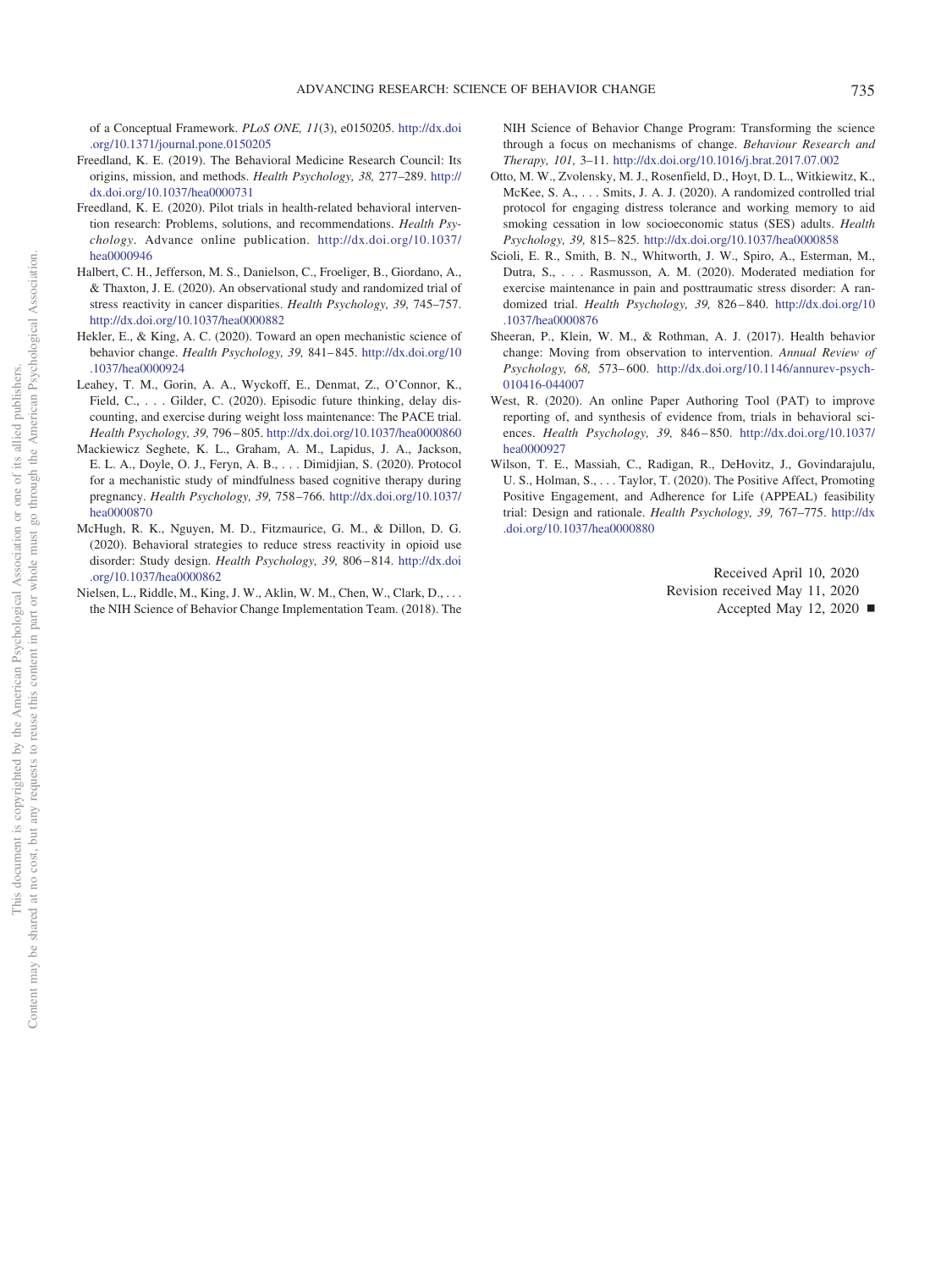of a Conceptual Framework. *PLoS ONE, 11*(3), e0150205. http://dx.doi.org/10.1371/journal.pone.0150205

Freedland, K. E. (2019). The Behavioral Medicine Research Council: Its origins, mission, and methods. *Health Psychology, 38,* 277–289. http://dx.doi.org/10.1037/hea0000731

Freedland, K. E. (2020). Pilot trials in health-related behavioral intervention research: Problems, solutions, and recommendations. *Health Psychology*. Advance online publication. http://dx.doi.org/10.1037/hea0000946

Halbert, C. H., Jefferson, M. S., Danielson, C., Froeliger, B., Giordano, A., & Thaxton, J. E. (2020). An observational study and randomized trial of stress reactivity in cancer disparities. *Health Psychology, 39,* 745–757. http://dx.doi.org/10.1037/hea0000882

Hekler, E., & King, A. C. (2020). Toward an open mechanistic science of behavior change. *Health Psychology, 39,* 841–845. http://dx.doi.org/10.1037/hea0000924

Leahey, T. M., Gorin, A. A., Wyckoff, E., Denmat, Z., O'Connor, K., Field, C., . . . Gilder, C. (2020). Episodic future thinking, delay discounting, and exercise during weight loss maintenance: The PACE trial. *Health Psychology, 39,* 796–805. http://dx.doi.org/10.1037/hea0000860

Mackiewicz Seghete, K. L., Graham, A. M., Lapidus, J. A., Jackson, E. L. A., Doyle, O. J., Feryn, A. B., . . . Dimidjian, S. (2020). Protocol for a mechanistic study of mindfulness based cognitive therapy during pregnancy. *Health Psychology, 39,* 758–766. http://dx.doi.org/10.1037/hea0000870

McHugh, R. K., Nguyen, M. D., Fitzmaurice, G. M., & Dillon, D. G. (2020). Behavioral strategies to reduce stress reactivity in opioid use disorder: Study design. *Health Psychology, 39,* 806–814. http://dx.doi.org/10.1037/hea0000862

Nielsen, L., Riddle, M., King, J. W., Aklin, W. M., Chen, W., Clark, D., . . . the NIH Science of Behavior Change Implementation Team. (2018). The NIH Science of Behavior Change Program: Transforming the science through a focus on mechanisms of change. *Behaviour Research and Therapy, 101,* 3–11. http://dx.doi.org/10.1016/j.brat.2017.07.002

Otto, M. W., Zvolensky, M. J., Rosenfield, D., Hoyt, D. L., Witkiewitz, K., McKee, S. A., . . . Smits, J. A. J. (2020). A randomized controlled trial protocol for engaging distress tolerance and working memory to aid smoking cessation in low socioeconomic status (SES) adults. *Health Psychology, 39,* 815–825. http://dx.doi.org/10.1037/hea0000858

Scioli, E. R., Smith, B. N., Whitworth, J. W., Spiro, A., Esterman, M., Dutra, S., . . . Rasmusson, A. M. (2020). Moderated mediation for exercise maintenance in pain and posttraumatic stress disorder: A randomized trial. *Health Psychology, 39,* 826–840. http://dx.doi.org/10.1037/hea0000876

Sheeran, P., Klein, W. M., & Rothman, A. J. (2017). Health behavior change: Moving from observation to intervention. *Annual Review of Psychology, 68,* 573–600. http://dx.doi.org/10.1146/annurev-psych-010416-044007

West, R. (2020). An online Paper Authoring Tool (PAT) to improve reporting of, and synthesis of evidence from, trials in behavioral sciences. *Health Psychology, 39,* 846–850. http://dx.doi.org/10.1037/hea0000927

Wilson, T. E., Massiah, C., Radigan, R., DeHovitz, J., Govindarajulu, U. S., Holman, S., . . . Taylor, T. (2020). The Positive Affect, Promoting Positive Engagement, and Adherence for Life (APPEAL) feasibility trial: Design and rationale. *Health Psychology, 39,* 767–775. http://dx.doi.org/10.1037/hea0000880

Received April 10, 2020
Revision received May 11, 2020
Accepted May 12, 2020 ■